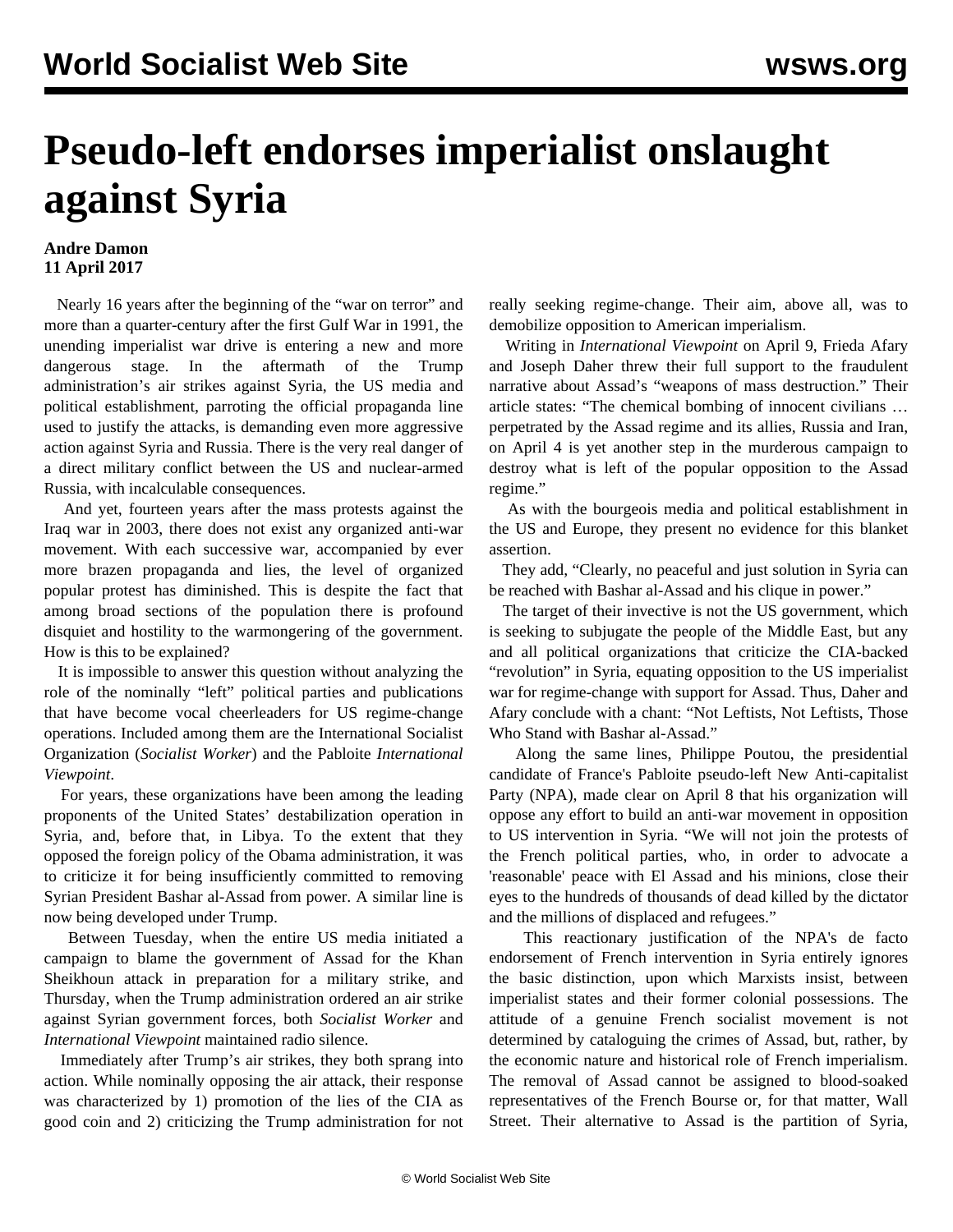# Pseudo-left endorses imperialist onslaught against Syria

**Andre Damon**
**11 April 2017**

Nearly 16 years after the beginning of the "war on terror" and more than a quarter-century after the first Gulf War in 1991, the unending imperialist war drive is entering a new and more dangerous stage. In the aftermath of the Trump administration's air strikes against Syria, the US media and political establishment, parroting the official propaganda line used to justify the attacks, is demanding even more aggressive action against Syria and Russia. There is the very real danger of a direct military conflict between the US and nuclear-armed Russia, with incalculable consequences.

And yet, fourteen years after the mass protests against the Iraq war in 2003, there does not exist any organized anti-war movement. With each successive war, accompanied by ever more brazen propaganda and lies, the level of organized popular protest has diminished. This is despite the fact that among broad sections of the population there is profound disquiet and hostility to the warmongering of the government. How is this to be explained?

It is impossible to answer this question without analyzing the role of the nominally "left" political parties and publications that have become vocal cheerleaders for US regime-change operations. Included among them are the International Socialist Organization (*Socialist Worker*) and the Pabloite *International Viewpoint*.

For years, these organizations have been among the leading proponents of the United States' destabilization operation in Syria, and, before that, in Libya. To the extent that they opposed the foreign policy of the Obama administration, it was to criticize it for being insufficiently committed to removing Syrian President Bashar al-Assad from power. A similar line is now being developed under Trump.

Between Tuesday, when the entire US media initiated a campaign to blame the government of Assad for the Khan Sheikhoun attack in preparation for a military strike, and Thursday, when the Trump administration ordered an air strike against Syrian government forces, both *Socialist Worker* and *International Viewpoint* maintained radio silence.

Immediately after Trump's air strikes, they both sprang into action. While nominally opposing the air attack, their response was characterized by 1) promotion of the lies of the CIA as good coin and 2) criticizing the Trump administration for not really seeking regime-change. Their aim, above all, was to demobilize opposition to American imperialism.

Writing in *International Viewpoint* on April 9, Frieda Afary and Joseph Daher threw their full support to the fraudulent narrative about Assad's "weapons of mass destruction." Their article states: "The chemical bombing of innocent civilians … perpetrated by the Assad regime and its allies, Russia and Iran, on April 4 is yet another step in the murderous campaign to destroy what is left of the popular opposition to the Assad regime."

As with the bourgeois media and political establishment in the US and Europe, they present no evidence for this blanket assertion.

They add, "Clearly, no peaceful and just solution in Syria can be reached with Bashar al-Assad and his clique in power."

The target of their invective is not the US government, which is seeking to subjugate the people of the Middle East, but any and all political organizations that criticize the CIA-backed "revolution" in Syria, equating opposition to the US imperialist war for regime-change with support for Assad. Thus, Daher and Afary conclude with a chant: "Not Leftists, Not Leftists, Those Who Stand with Bashar al-Assad."

Along the same lines, Philippe Poutou, the presidential candidate of France's Pabloite pseudo-left New Anti-capitalist Party (NPA), made clear on April 8 that his organization will oppose any effort to build an anti-war movement in opposition to US intervention in Syria. "We will not join the protests of the French political parties, who, in order to advocate a 'reasonable' peace with El Assad and his minions, close their eyes to the hundreds of thousands of dead killed by the dictator and the millions of displaced and refugees."

This reactionary justification of the NPA's de facto endorsement of French intervention in Syria entirely ignores the basic distinction, upon which Marxists insist, between imperialist states and their former colonial possessions. The attitude of a genuine French socialist movement is not determined by cataloguing the crimes of Assad, but, rather, by the economic nature and historical role of French imperialism. The removal of Assad cannot be assigned to blood-soaked representatives of the French Bourse or, for that matter, Wall Street. Their alternative to Assad is the partition of Syria,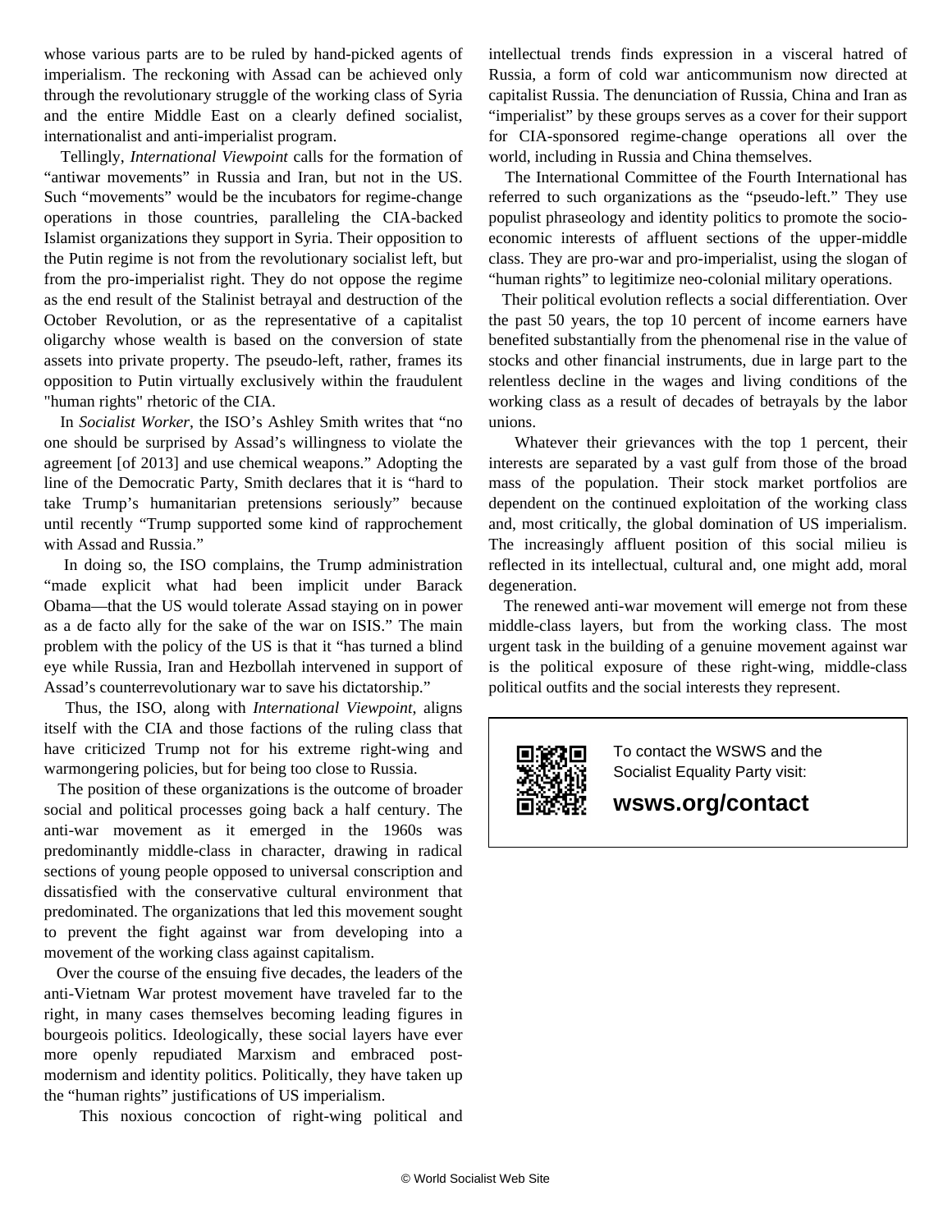whose various parts are to be ruled by hand-picked agents of imperialism. The reckoning with Assad can be achieved only through the revolutionary struggle of the working class of Syria and the entire Middle East on a clearly defined socialist, internationalist and anti-imperialist program.

Tellingly, *International Viewpoint* calls for the formation of "antiwar movements" in Russia and Iran, but not in the US. Such "movements" would be the incubators for regime-change operations in those countries, paralleling the CIA-backed Islamist organizations they support in Syria. Their opposition to the Putin regime is not from the revolutionary socialist left, but from the pro-imperialist right. They do not oppose the regime as the end result of the Stalinist betrayal and destruction of the October Revolution, or as the representative of a capitalist oligarchy whose wealth is based on the conversion of state assets into private property. The pseudo-left, rather, frames its opposition to Putin virtually exclusively within the fraudulent "human rights" rhetoric of the CIA.

In *Socialist Worker*, the ISO's Ashley Smith writes that "no one should be surprised by Assad's willingness to violate the agreement [of 2013] and use chemical weapons." Adopting the line of the Democratic Party, Smith declares that it is "hard to take Trump's humanitarian pretensions seriously" because until recently "Trump supported some kind of rapprochement with Assad and Russia."

In doing so, the ISO complains, the Trump administration "made explicit what had been implicit under Barack Obama—that the US would tolerate Assad staying on in power as a de facto ally for the sake of the war on ISIS." The main problem with the policy of the US is that it "has turned a blind eye while Russia, Iran and Hezbollah intervened in support of Assad's counterrevolutionary war to save his dictatorship."

Thus, the ISO, along with *International Viewpoint*, aligns itself with the CIA and those factions of the ruling class that have criticized Trump not for his extreme right-wing and warmongering policies, but for being too close to Russia.

The position of these organizations is the outcome of broader social and political processes going back a half century. The anti-war movement as it emerged in the 1960s was predominantly middle-class in character, drawing in radical sections of young people opposed to universal conscription and dissatisfied with the conservative cultural environment that predominated. The organizations that led this movement sought to prevent the fight against war from developing into a movement of the working class against capitalism.

Over the course of the ensuing five decades, the leaders of the anti-Vietnam War protest movement have traveled far to the right, in many cases themselves becoming leading figures in bourgeois politics. Ideologically, these social layers have ever more openly repudiated Marxism and embraced post-modernism and identity politics. Politically, they have taken up the "human rights" justifications of US imperialism.

This noxious concoction of right-wing political and intellectual trends finds expression in a visceral hatred of Russia, a form of cold war anticommunism now directed at capitalist Russia. The denunciation of Russia, China and Iran as "imperialist" by these groups serves as a cover for their support for CIA-sponsored regime-change operations all over the world, including in Russia and China themselves.

The International Committee of the Fourth International has referred to such organizations as the "pseudo-left." They use populist phraseology and identity politics to promote the socio-economic interests of affluent sections of the upper-middle class. They are pro-war and pro-imperialist, using the slogan of "human rights" to legitimize neo-colonial military operations.

Their political evolution reflects a social differentiation. Over the past 50 years, the top 10 percent of income earners have benefited substantially from the phenomenal rise in the value of stocks and other financial instruments, due in large part to the relentless decline in the wages and living conditions of the working class as a result of decades of betrayals by the labor unions.

Whatever their grievances with the top 1 percent, their interests are separated by a vast gulf from those of the broad mass of the population. Their stock market portfolios are dependent on the continued exploitation of the working class and, most critically, the global domination of US imperialism. The increasingly affluent position of this social milieu is reflected in its intellectual, cultural and, one might add, moral degeneration.

The renewed anti-war movement will emerge not from these middle-class layers, but from the working class. The most urgent task in the building of a genuine movement against war is the political exposure of these right-wing, middle-class political outfits and the social interests they represent.

To contact the WSWS and the Socialist Equality Party visit:

**wsws.org/contact**